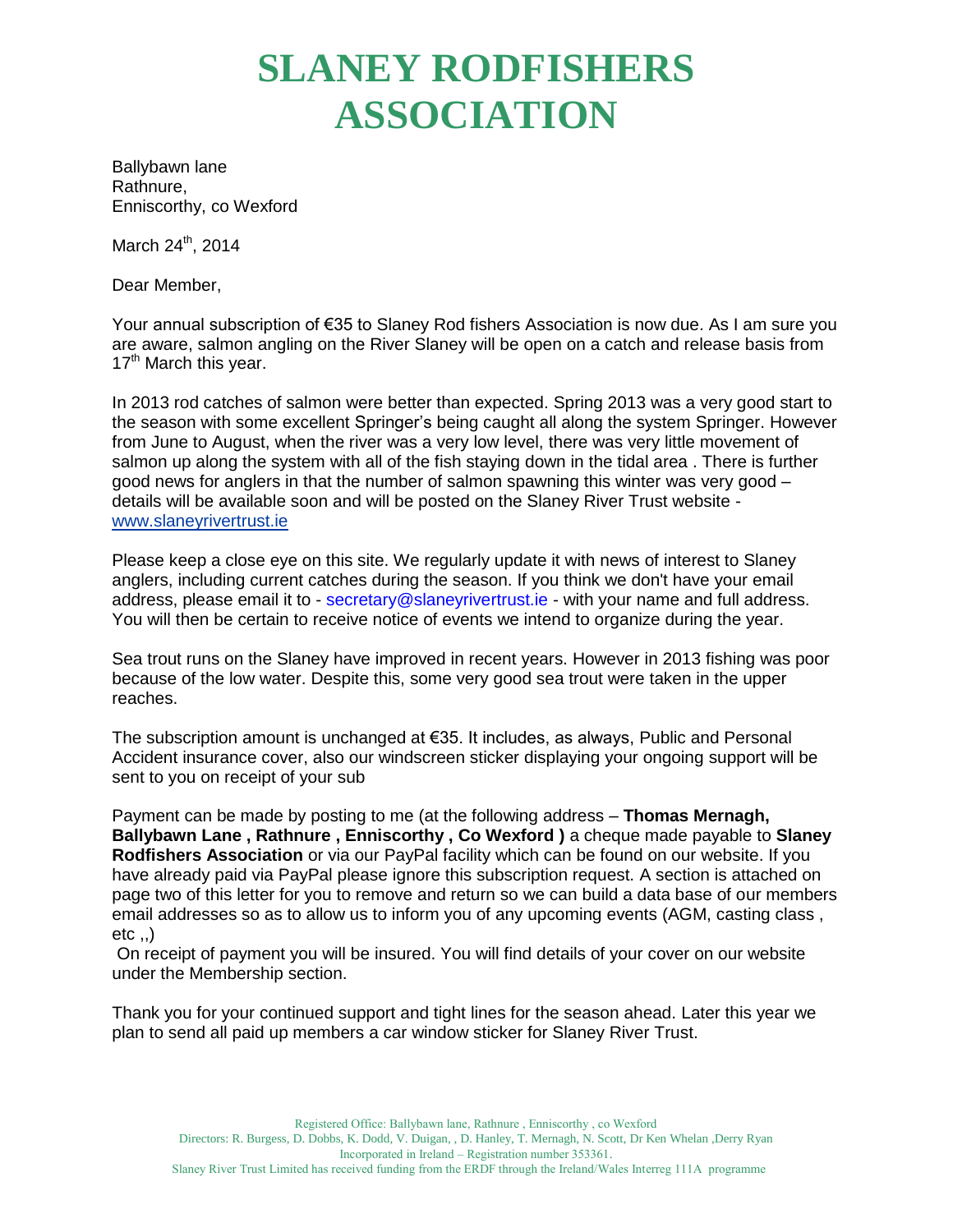# SLANEY RODFISHERS ASSOCIATION

Ballybawn lane
Rathnure,
Enniscorthy, co Wexford

March 24th, 2014

Dear Member,

Your annual subscription of €35 to Slaney Rod fishers Association is now due. As I am sure you are aware, salmon angling on the River Slaney will be open on a catch and release basis from 17th March this year.

In 2013 rod catches of salmon were better than expected. Spring 2013 was a very good start to the season with some excellent Springer's being caught all along the system Springer. However from June to August, when the river was a very low level, there was very little movement of salmon up along the system with all of the fish staying down in the tidal area . There is further good news for anglers in that the number of salmon spawning this winter was very good – details will be available soon and will be posted on the Slaney River Trust website - www.slaneyrivertrust.ie

Please keep a close eye on this site. We regularly update it with news of interest to Slaney anglers, including current catches during the season. If you think we don't have your email address, please email it to - secretary@slaneyrivertrust.ie - with your name and full address. You will then be certain to receive notice of events we intend to organize during the year.

Sea trout runs on the Slaney have improved in recent years. However in 2013 fishing was poor because of the low water. Despite this, some very good sea trout were taken in the upper reaches.

The subscription amount is unchanged at €35. It includes, as always, Public and Personal Accident insurance cover, also our windscreen sticker displaying your ongoing support will be sent to you on receipt of your sub

Payment can be made by posting to me (at the following address – **Thomas Mernagh, Ballybawn Lane , Rathnure , Enniscorthy , Co Wexford )** a cheque made payable to **Slaney Rodfishers Association** or via our PayPal facility which can be found on our website. If you have already paid via PayPal please ignore this subscription request. A section is attached on page two of this letter for you to remove and return so we can build a data base of our members email addresses so as to allow us to inform you of any upcoming events (AGM, casting class , etc ,,)

On receipt of payment you will be insured. You will find details of your cover on our website under the Membership section.

Thank you for your continued support and tight lines for the season ahead. Later this year we plan to send all paid up members a car window sticker for Slaney River Trust.

Registered Office: Ballybawn lane, Rathnure , Enniscorthy , co Wexford
Directors: R. Burgess, D. Dobbs, K. Dodd, V. Duigan, , D. Hanley, T. Mernagh, N. Scott, Dr Ken Whelan ,Derry Ryan
Incorporated in Ireland – Registration number 353361.
Slaney River Trust Limited has received funding from the ERDF through the Ireland/Wales Interreg 111A programme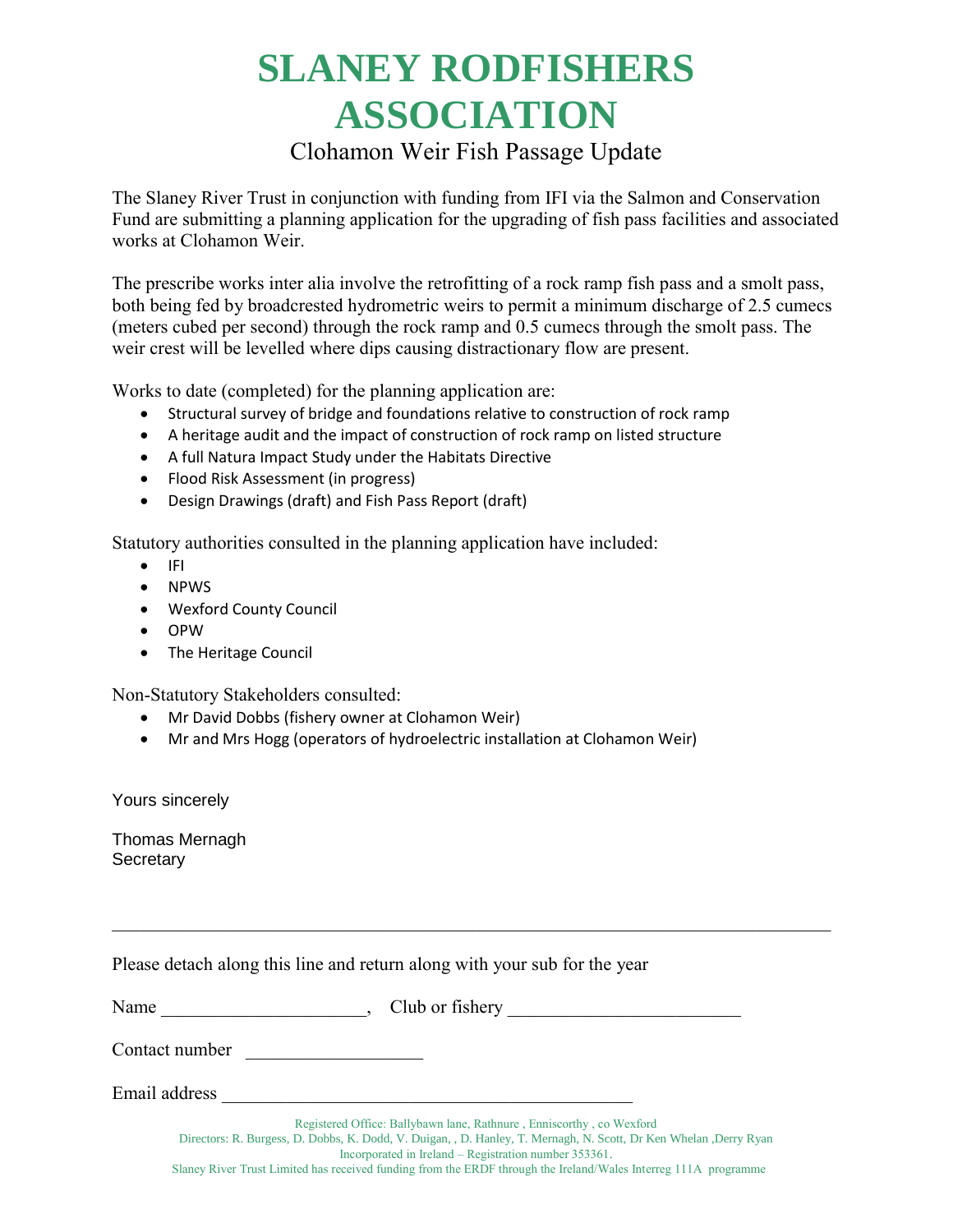# SLANEY RODFISHERS ASSOCIATION

## Clohamon Weir Fish Passage Update

The Slaney River Trust in conjunction with funding from IFI via the Salmon and Conservation Fund are submitting a planning application for the upgrading of fish pass facilities and associated works at Clohamon Weir.

The prescribe works inter alia involve the retrofitting of a rock ramp fish pass and a smolt pass, both being fed by broadcrested hydrometric weirs to permit a minimum discharge of 2.5 cumecs (meters cubed per second) through the rock ramp and 0.5 cumecs through the smolt pass. The weir crest will be levelled where dips causing distractionary flow are present.

Works to date (completed) for the planning application are:

- Structural survey of bridge and foundations relative to construction of rock ramp
- A heritage audit and the impact of construction of rock ramp on listed structure
- A full Natura Impact Study under the Habitats Directive
- Flood Risk Assessment (in progress)
- Design Drawings (draft) and Fish Pass Report (draft)

Statutory authorities consulted in the planning application have included:

- IFI
- NPWS
- Wexford County Council
- OPW
- The Heritage Council

Non-Statutory Stakeholders consulted:

- Mr David Dobbs (fishery owner at Clohamon Weir)
- Mr and Mrs Hogg (operators of hydroelectric installation at Clohamon Weir)

Yours sincerely

Thomas Mernagh
Secretary

---

Please detach along this line and return along with your sub for the year

Name ______________________, Club or fishery _________________________

Contact number ___________________

Email address _____________________________________________

Registered Office: Ballybawn lane, Rathnure , Enniscorthy , co Wexford
Directors: R. Burgess, D. Dobbs, K. Dodd, V. Duigan, , D. Hanley, T. Mernagh, N. Scott, Dr Ken Whelan ,Derry Ryan
Incorporated in Ireland – Registration number 353361.
Slaney River Trust Limited has received funding from the ERDF through the Ireland/Wales Interreg 111A programme